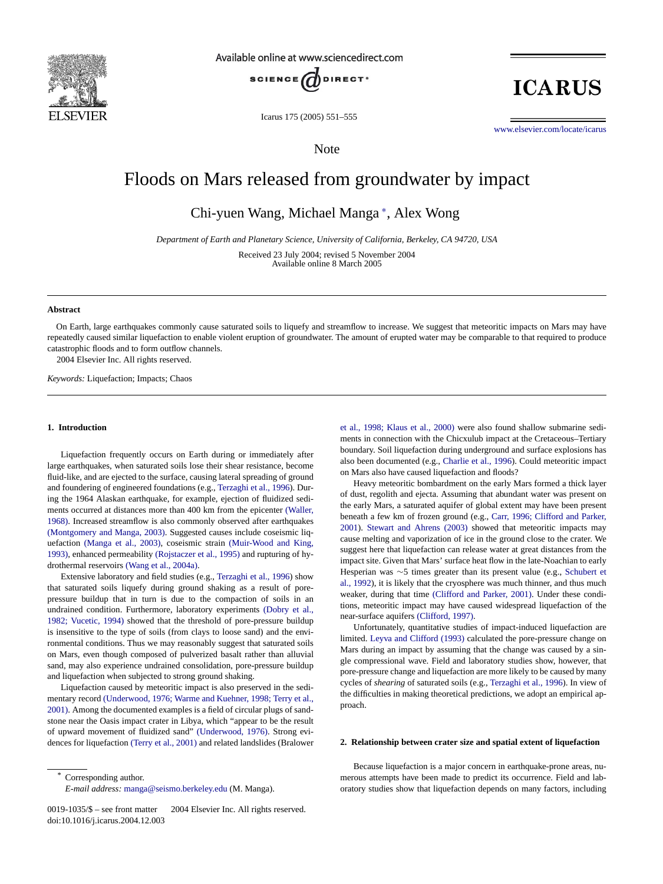Note

# Floods on Mars released from groundwater by impact

Chi-yuen Wang, Michael Manga *, Alex Wong

*Department of Earth and Planetary Science, University of California, Berkeley, CA 94720, USA*

Received 23 July 2004; revised 5 November 2004
Available online 8 March 2005

## Abstract

On Earth, large earthquakes commonly cause saturated soils to liquefy and streamflow to increase. We suggest that meteoritic impacts on Mars may have repeatedly caused similar liquefaction to enable violent eruption of groundwater. The amount of erupted water may be comparable to that required to produce catastrophic floods and to form outflow channels.

2004 Elsevier Inc. All rights reserved.

*Keywords:* Liquefaction; Impacts; Chaos

## 1. Introduction

Liquefaction frequently occurs on Earth during or immediately after large earthquakes, when saturated soils lose their shear resistance, become fluid-like, and are ejected to the surface, causing lateral spreading of ground and foundering of engineered foundations (e.g., Terzaghi et al., 1996). During the 1964 Alaskan earthquake, for example, ejection of fluidized sediments occurred at distances more than 400 km from the epicenter (Waller, 1968). Increased streamflow is also commonly observed after earthquakes (Montgomery and Manga, 2003). Suggested causes include coseismic liquefaction (Manga et al., 2003), coseismic strain (Muir-Wood and King, 1993), enhanced permeability (Rojstaczer et al., 1995) and rupturing of hydrothermal reservoirs (Wang et al., 2004a).

Extensive laboratory and field studies (e.g., Terzaghi et al., 1996) show that saturated soils liquefy during ground shaking as a result of pore-pressure buildup that in turn is due to the compaction of soils in an undrained condition. Furthermore, laboratory experiments (Dobry et al., 1982; Vucetic, 1994) showed that the threshold of pore-pressure buildup is insensitive to the type of soils (from clays to loose sand) and the environmental conditions. Thus we may reasonably suggest that saturated soils on Mars, even though composed of pulverized basalt rather than alluvial sand, may also experience undrained consolidation, pore-pressure buildup and liquefaction when subjected to strong ground shaking.

Liquefaction caused by meteoritic impact is also preserved in the sedimentary record (Underwood, 1976; Warme and Kuehner, 1998; Terry et al., 2001). Among the documented examples is a field of circular plugs of sandstone near the Oasis impact crater in Libya, which "appear to be the result of upward movement of fluidized sand" (Underwood, 1976). Strong evidences for liquefaction (Terry et al., 2001) and related landslides (Bralower et al., 1998; Klaus et al., 2000) were also found shallow submarine sediments in connection with the Chicxulub impact at the Cretaceous–Tertiary boundary. Soil liquefaction during underground and surface explosions has also been documented (e.g., Charlie et al., 1996). Could meteoritic impact on Mars also have caused liquefaction and floods?

Heavy meteoritic bombardment on the early Mars formed a thick layer of dust, regolith and ejecta. Assuming that abundant water was present on the early Mars, a saturated aquifer of global extent may have been present beneath a few km of frozen ground (e.g., Carr, 1996; Clifford and Parker, 2001). Stewart and Ahrens (2003) showed that meteoritic impacts may cause melting and vaporization of ice in the ground close to the crater. We suggest here that liquefaction can release water at great distances from the impact site. Given that Mars' surface heat flow in the late-Noachian to early Hesperian was ∼5 times greater than its present value (e.g., Schubert et al., 1992), it is likely that the cryosphere was much thinner, and thus much weaker, during that time (Clifford and Parker, 2001). Under these conditions, meteoritic impact may have caused widespread liquefaction of the near-surface aquifers (Clifford, 1997).

Unfortunately, quantitative studies of impact-induced liquefaction are limited. Leyva and Clifford (1993) calculated the pore-pressure change on Mars during an impact by assuming that the change was caused by a single compressional wave. Field and laboratory studies show, however, that pore-pressure change and liquefaction are more likely to be caused by many cycles of *shearing* of saturated soils (e.g., Terzaghi et al., 1996). In view of the difficulties in making theoretical predictions, we adopt an empirical approach.

## 2. Relationship between crater size and spatial extent of liquefaction

Because liquefaction is a major concern in earthquake-prone areas, numerous attempts have been made to predict its occurrence. Field and laboratory studies show that liquefaction depends on many factors, including

---

\* Corresponding author.
*E-mail address:* manga@seismo.berkeley.edu (M. Manga).

0019-1035/$ – see front matter 2004 Elsevier Inc. All rights reserved.
doi:10.1016/j.icarus.2004.12.003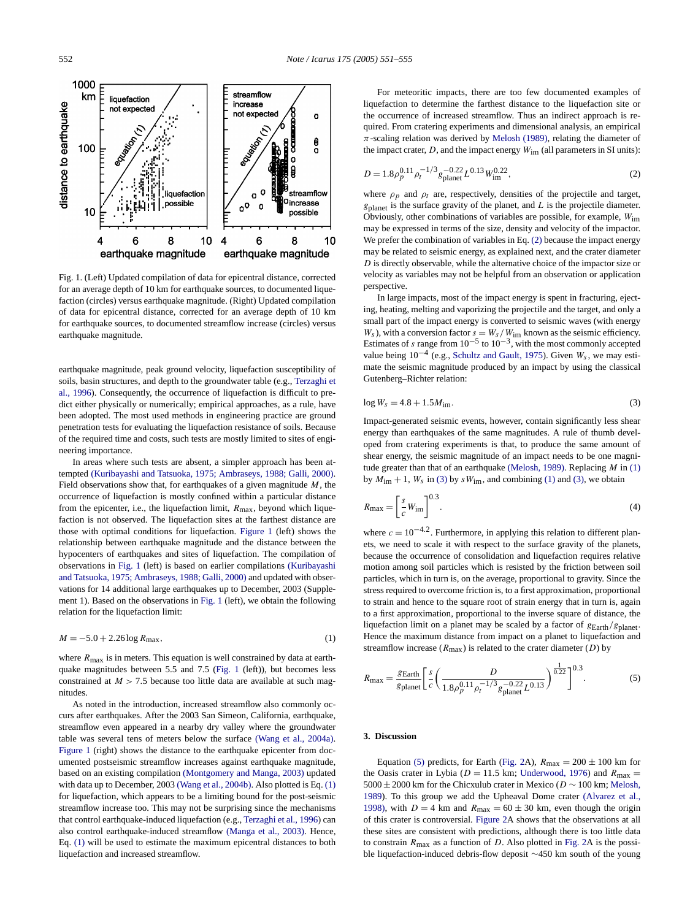Fig. 1. (Left) Updated compilation of data for epicentral distance, corrected for an average depth of 10 km for earthquake sources, to documented liquefaction (circles) versus earthquake magnitude. (Right) Updated compilation of data for epicentral distance, corrected for an average depth of 10 km for earthquake sources, to documented streamflow increase (circles) versus earthquake magnitude.

earthquake magnitude, peak ground velocity, liquefaction susceptibility of soils, basin structures, and depth to the groundwater table (e.g., Terzaghi et al., 1996). Consequently, the occurrence of liquefaction is difficult to predict either physically or numerically; empirical approaches, as a rule, have been adopted. The most used methods in engineering practice are ground penetration tests for evaluating the liquefaction resistance of soils. Because of the required time and costs, such tests are mostly limited to sites of engineering importance.

In areas where such tests are absent, a simpler approach has been attempted (Kuribayashi and Tatsuoka, 1975; Ambraseys, 1988; Galli, 2000). Field observations show that, for earthquakes of a given magnitude $M$, the occurrence of liquefaction is mostly confined within a particular distance from the epicenter, i.e., the liquefaction limit, $R_{\max}$, beyond which liquefaction is not observed. The liquefaction sites at the farthest distance are those with optimal conditions for liquefaction. Figure 1 (left) shows the relationship between earthquake magnitude and the distance between the hypocenters of earthquakes and sites of liquefaction. The compilation of observations in Fig. 1 (left) is based on earlier compilations (Kuribayashi and Tatsuoka, 1975; Ambraseys, 1988; Galli, 2000) and updated with observations for 14 additional large earthquakes up to December, 2003 (Supplement 1). Based on the observations in Fig. 1 (left), we obtain the following relation for the liquefaction limit:

$$M = -5.0 + 2.26 \log R_{\max}, \tag{1}$$

where $R_{\max}$ is in meters. This equation is well constrained by data at earthquake magnitudes between 5.5 and 7.5 (Fig. 1 (left)), but becomes less constrained at $M > 7.5$ because too little data are available at such magnitudes.

As noted in the introduction, increased streamflow also commonly occurs after earthquakes. After the 2003 San Simeon, California, earthquake, streamflow even appeared in a nearby dry valley where the groundwater table was several tens of meters below the surface (Wang et al., 2004a). Figure 1 (right) shows the distance to the earthquake epicenter from documented postseismic streamflow increases against earthquake magnitude, based on an existing compilation (Montgomery and Manga, 2003) updated with data up to December, 2003 (Wang et al., 2004b). Also plotted is Eq. (1) for liquefaction, which appears to be a limiting bound for the post-seismic streamflow increase too. This may not be surprising since the mechanisms that control earthquake-induced liquefaction (e.g., Terzaghi et al., 1996) can also control earthquake-induced streamflow (Manga et al., 2003). Hence, Eq. (1) will be used to estimate the maximum epicentral distances to both liquefaction and increased streamflow.

For meteoritic impacts, there are too few documented examples of liquefaction to determine the farthest distance to the liquefaction site or the occurrence of increased streamflow. Thus an indirect approach is required. From cratering experiments and dimensional analysis, an empirical $\pi$-scaling relation was derived by Melosh (1989), relating the diameter of the impact crater, $D$, and the impact energy $W_{\text{im}}$ (all parameters in SI units):

$$D = 1.8 \rho_p^{0.11} \rho_t^{-1/3} g_{\text{planet}}^{-0.22} L^{0.13} W_{\text{im}}^{0.22}, \tag{2}$$

where $\rho_p$ and $\rho_t$ are, respectively, densities of the projectile and target, $g_{\text{planet}}$ is the surface gravity of the planet, and $L$ is the projectile diameter. Obviously, other combinations of variables are possible, for example, $W_{\text{im}}$ may be expressed in terms of the size, density and velocity of the impactor. We prefer the combination of variables in Eq. (2) because the impact energy may be related to seismic energy, as explained next, and the crater diameter $D$ is directly observable, while the alternative choice of the impactor size or velocity as variables may not be helpful from an observation or application perspective.

In large impacts, most of the impact energy is spent in fracturing, ejecting, heating, melting and vaporizing the projectile and the target, and only a small part of the impact energy is converted to seismic waves (with energy $W_s$), with a conversion factor $s = W_s / W_{\text{im}}$ known as the seismic efficiency. Estimates of $s$ range from $10^{-5}$ to $10^{-3}$, with the most commonly accepted value being $10^{-4}$ (e.g., Schultz and Gault, 1975). Given $W_s$, we may estimate the seismic magnitude produced by an impact by using the classical Gutenberg–Richter relation:

$$\log W_s = 4.8 + 1.5 M_{\text{im}}. \tag{3}$$

Impact-generated seismic events, however, contain significantly less shear energy than earthquakes of the same magnitudes. A rule of thumb developed from cratering experiments is that, to produce the same amount of shear energy, the seismic magnitude of an impact needs to be one magnitude greater than that of an earthquake (Melosh, 1989). Replacing $M$ in (1) by $M_{\text{im}} + 1$, $W_s$ in (3) by $sW_{\text{im}}$, and combining (1) and (3), we obtain

$$R_{\max} = \left[ \frac{s}{c} W_{\text{im}} \right]^{0.3}. \tag{4}$$

where $c = 10^{-4.2}$. Furthermore, in applying this relation to different planets, we need to scale it with respect to the surface gravity of the planets, because the occurrence of consolidation and liquefaction requires relative motion among soil particles which is resisted by the friction between soil particles, which in turn is, on the average, proportional to gravity. Since the stress required to overcome friction is, to a first approximation, proportional to strain and hence to the square root of strain energy that in turn is, again to a first approximation, proportional to the inverse square of distance, the liquefaction limit on a planet may be scaled by a factor of $g_{\text{Earth}}/g_{\text{planet}}$. Hence the maximum distance from impact on a planet to liquefaction and streamflow increase ($R_{\max}$) is related to the crater diameter ($D$) by

$$R_{\max} = \frac{g_{\text{Earth}}}{g_{\text{planet}}} \left[ \frac{s}{c} \left( \frac{D}{1.8 \rho_p^{0.11} \rho_t^{-1/3} g_{\text{planet}}^{-0.22} L^{0.13}} \right)^{\frac{1}{0.22}} \right]^{0.3}. \tag{5}$$

## 3. Discussion

Equation (5) predicts, for Earth (Fig. 2A), $R_{\max} = 200 \pm 100$ km for the Oasis crater in Lybia ($D = 11.5$ km; Underwood, 1976) and $R_{\max} = 5000 \pm 2000$ km for the Chicxulub crater in Mexico ($D \sim 100$ km; Melosh, 1989). To this group we add the Upheaval Dome crater (Alvarez et al., 1998), with $D = 4$ km and $R_{\max} = 60 \pm 30$ km, even though the origin of this crater is controversial. Figure 2A shows that the observations at all these sites are consistent with predictions, although there is too little data to constrain $R_{\max}$ as a function of $D$. Also plotted in Fig. 2A is the possible liquefaction-induced debris-flow deposit ~450 km south of the young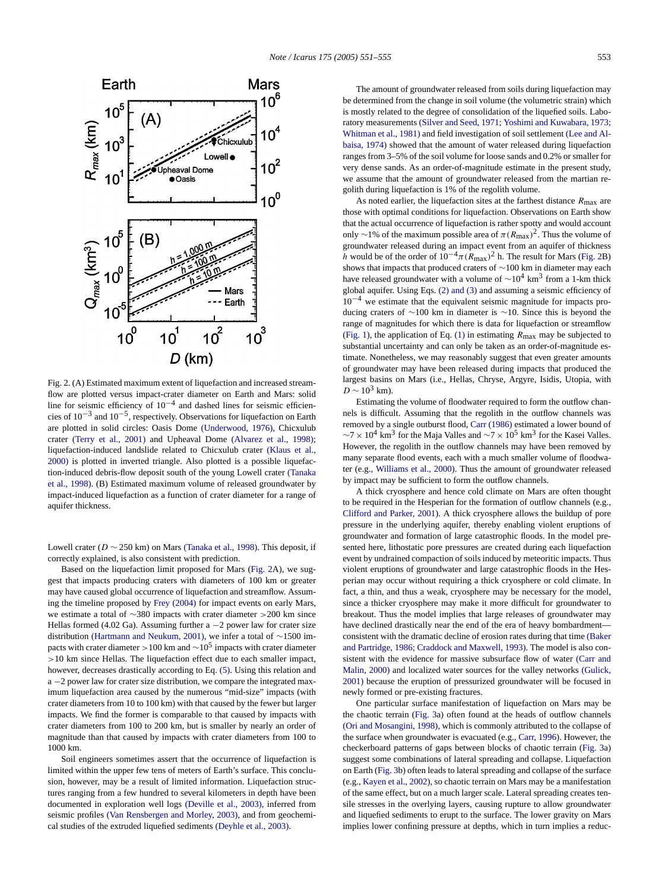Fig. 2. (A) Estimated maximum extent of liquefaction and increased streamflow are plotted versus impact-crater diameter on Earth and Mars: solid line for seismic efficiency of $10^{-4}$ and dashed lines for seismic efficiencies of $10^{-3}$ and $10^{-5}$, respectively. Observations for liquefaction on Earth are plotted in solid circles: Oasis Dome (Underwood, 1976), Chicxulub crater (Terry et al., 2001) and Upheaval Dome (Alvarez et al., 1998); liquefaction-induced landslide related to Chicxulub crater (Klaus et al., 2000) is plotted in inverted triangle. Also plotted is a possible liquefaction-induced debris-flow deposit south of the young Lowell crater (Tanaka et al., 1998). (B) Estimated maximum volume of released groundwater by impact-induced liquefaction as a function of crater diameter for a range of aquifer thickness.

Lowell crater ($D \sim 250$ km) on Mars (Tanaka et al., 1998). This deposit, if correctly explained, is also consistent with prediction.

Based on the liquefaction limit proposed for Mars (Fig. 2A), we suggest that impacts producing craters with diameters of 100 km or greater may have caused global occurrence of liquefaction and streamflow. Assuming the timeline proposed by Frey (2004) for impact events on early Mars, we estimate a total of ~380 impacts with crater diameter >200 km since Hellas formed (4.02 Ga). Assuming further a −2 power law for crater size distribution (Hartmann and Neukum, 2001), we infer a total of ~1500 impacts with crater diameter >100 km and $\sim 10^5$ impacts with crater diameter >10 km since Hellas. The liquefaction effect due to each smaller impact, however, decreases drastically according to Eq. (5). Using this relation and a −2 power law for crater size distribution, we compare the integrated maximum liquefaction area caused by the numerous "mid-size" impacts (with crater diameters from 10 to 100 km) with that caused by the fewer but larger impacts. We find the former is comparable to that caused by impacts with crater diameters from 100 to 200 km, but is smaller by nearly an order of magnitude than that caused by impacts with crater diameters from 100 to 1000 km.

Soil engineers sometimes assert that the occurrence of liquefaction is limited within the upper few tens of meters of Earth's surface. This conclusion, however, may be a result of limited information. Liquefaction structures ranging from a few hundred to several kilometers in depth have been documented in exploration well logs (Deville et al., 2003), inferred from seismic profiles (Van Rensbergen and Morley, 2003), and from geochemical studies of the extruded liquefied sediments (Deyhle et al., 2003).

The amount of groundwater released from soils during liquefaction may be determined from the change in soil volume (the volumetric strain) which is mostly related to the degree of consolidation of the liquefied soils. Laboratory measurements (Silver and Seed, 1971; Yoshimi and Kuwabara, 1973; Whitman et al., 1981) and field investigation of soil settlement (Lee and Albaisa, 1974) showed that the amount of water released during liquefaction ranges from 3–5% of the soil volume for loose sands and 0.2% or smaller for very dense sands. As an order-of-magnitude estimate in the present study, we assume that the amount of groundwater released from the martian regolith during liquefaction is 1% of the regolith volume.

As noted earlier, the liquefaction sites at the farthest distance $R_{\max}$ are those with optimal conditions for liquefaction. Observations on Earth show that the actual occurrence of liquefaction is rather spotty and would account only ~1% of the maximum possible area of $\pi(R_{\max})^2$. Thus the volume of groundwater released during an impact event from an aquifer of thickness $h$ would be of the order of $10^{-4}\pi(R_{\max})^2$ h. The result for Mars (Fig. 2B) shows that impacts that produced craters of ~100 km in diameter may each have released groundwater with a volume of $\sim 10^4$ km$^3$ from a 1-km thick global aquifer. Using Eqs. (2) and (3) and assuming a seismic efficiency of $10^{-4}$ we estimate that the equivalent seismic magnitude for impacts producing craters of ~100 km in diameter is ~10. Since this is beyond the range of magnitudes for which there is data for liquefaction or streamflow (Fig. 1), the application of Eq. (1) in estimating $R_{\max}$ may be subjected to substantial uncertainty and can only be taken as an order-of-magnitude estimate. Nonetheless, we may reasonably suggest that even greater amounts of groundwater may have been released during impacts that produced the largest basins on Mars (i.e., Hellas, Chryse, Argyre, Isidis, Utopia, with $D \sim 10^3$ km).

Estimating the volume of floodwater required to form the outflow channels is difficult. Assuming that the regolith in the outflow channels was removed by a single outburst flood, Carr (1986) estimated a lower bound of $\sim 7 \times 10^4$ km$^3$ for the Maja Valles and $\sim 7 \times 10^5$ km$^3$ for the Kasei Valles. However, the regolith in the outflow channels may have been removed by many separate flood events, each with a much smaller volume of floodwater (e.g., Williams et al., 2000). Thus the amount of groundwater released by impact may be sufficient to form the outflow channels.

A thick cryosphere and hence cold climate on Mars are often thought to be required in the Hesperian for the formation of outflow channels (e.g., Clifford and Parker, 2001). A thick cryosphere allows the buildup of pore pressure in the underlying aquifer, thereby enabling violent eruptions of groundwater and formation of large catastrophic floods. In the model presented here, lithostatic pore pressures are created during each liquefaction event by undrained compaction of soils induced by meteoritic impacts. Thus violent eruptions of groundwater and large catastrophic floods in the Hesperian may occur without requiring a thick cryosphere or cold climate. In fact, a thin, and thus a weak, cryosphere may be necessary for the model, since a thicker cryosphere may make it more difficult for groundwater to breakout. Thus the model implies that large releases of groundwater may have declined drastically near the end of the era of heavy bombardment—consistent with the dramatic decline of erosion rates during that time (Baker and Partridge, 1986; Craddock and Maxwell, 1993). The model is also consistent with the evidence for massive subsurface flow of water (Carr and Malin, 2000) and localized water sources for the valley networks (Gulick, 2001) because the eruption of pressurized groundwater will be focused in newly formed or pre-existing fractures.

One particular surface manifestation of liquefaction on Mars may be the chaotic terrain (Fig. 3a) often found at the heads of outflow channels (Ori and Mosangini, 1998), which is commonly attributed to the collapse of the surface when groundwater is evacuated (e.g., Carr, 1996). However, the checkerboard patterns of gaps between blocks of chaotic terrain (Fig. 3a) suggest some combinations of lateral spreading and collapse. Liquefaction on Earth (Fig. 3b) often leads to lateral spreading and collapse of the surface (e.g., Kayen et al., 2002), so chaotic terrain on Mars may be a manifestation of the same effect, but on a much larger scale. Lateral spreading creates tensile stresses in the overlying layers, causing rupture to allow groundwater and liquefied sediments to erupt to the surface. The lower gravity on Mars implies lower confining pressure at depths, which in turn implies a reduc-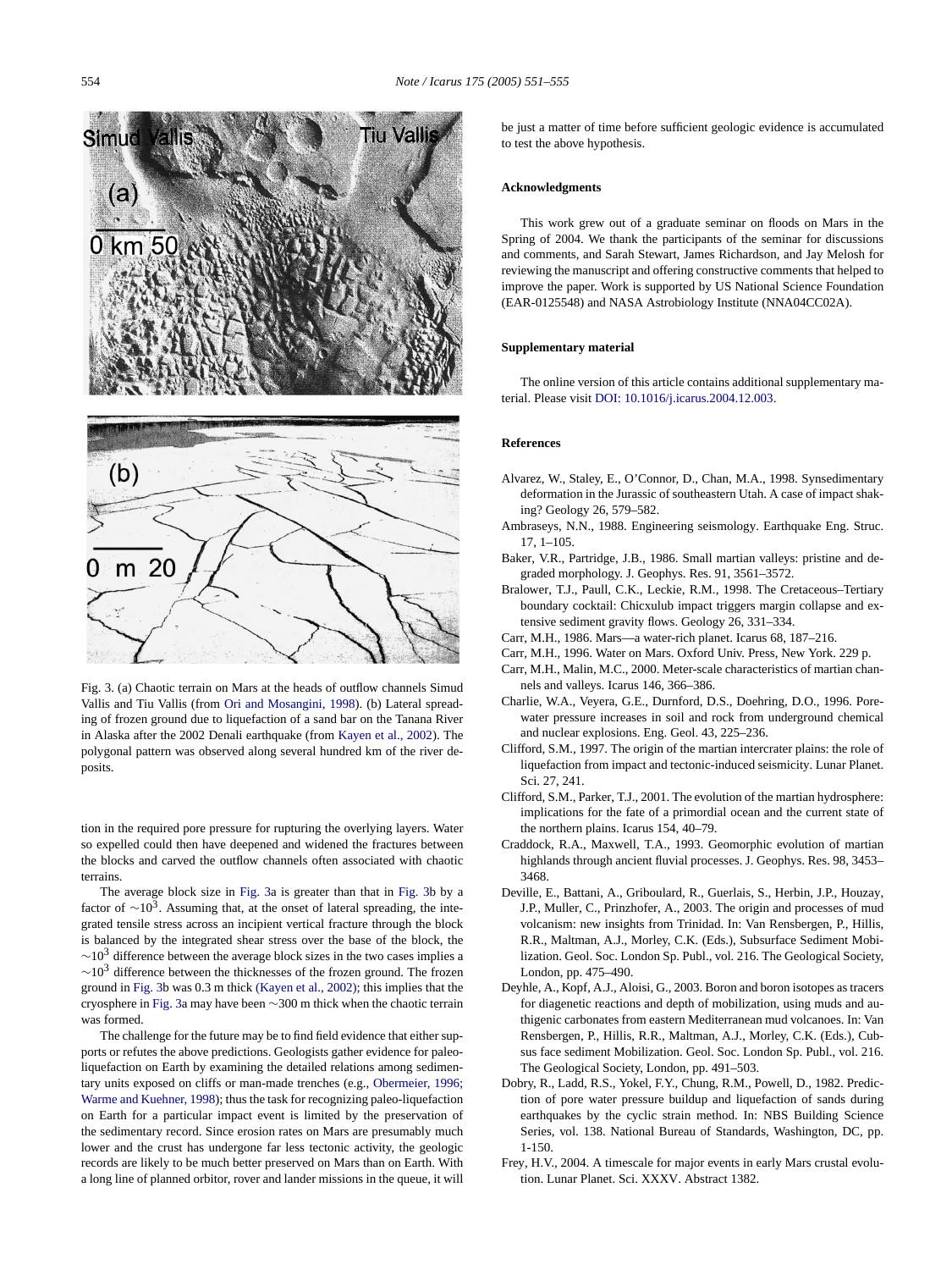Fig. 3. (a) Chaotic terrain on Mars at the heads of outflow channels Simud Vallis and Tiu Vallis (from Ori and Mosangini, 1998). (b) Lateral spreading of frozen ground due to liquefaction of a sand bar on the Tanana River in Alaska after the 2002 Denali earthquake (from Kayen et al., 2002). The polygonal pattern was observed along several hundred km of the river deposits.

tion in the required pore pressure for rupturing the overlying layers. Water so expelled could then have deepened and widened the fractures between the blocks and carved the outflow channels often associated with chaotic terrains.

The average block size in Fig. 3a is greater than that in Fig. 3b by a factor of $\sim 10^3$. Assuming that, at the onset of lateral spreading, the integrated tensile stress across an incipient vertical fracture through the block is balanced by the integrated shear stress over the base of the block, the $\sim 10^3$ difference between the average block sizes in the two cases implies a $\sim 10^3$ difference between the thicknesses of the frozen ground. The frozen ground in Fig. 3b was 0.3 m thick (Kayen et al., 2002); this implies that the cryosphere in Fig. 3a may have been $\sim 300$ m thick when the chaotic terrain was formed.

The challenge for the future may be to find field evidence that either supports or refutes the above predictions. Geologists gather evidence for paleo-liquefaction on Earth by examining the detailed relations among sedimentary units exposed on cliffs or man-made trenches (e.g., Obermeier, 1996; Warme and Kuehner, 1998); thus the task for recognizing paleo-liquefaction on Earth for a particular impact event is limited by the preservation of the sedimentary record. Since erosion rates on Mars are presumably much lower and the crust has undergone far less tectonic activity, the geologic records are likely to be much better preserved on Mars than on Earth. With a long line of planned orbitor, rover and lander missions in the queue, it will be just a matter of time before sufficient geologic evidence is accumulated to test the above hypothesis.

## Acknowledgments

This work grew out of a graduate seminar on floods on Mars in the Spring of 2004. We thank the participants of the seminar for discussions and comments, and Sarah Stewart, James Richardson, and Jay Melosh for reviewing the manuscript and offering constructive comments that helped to improve the paper. Work is supported by US National Science Foundation (EAR-0125548) and NASA Astrobiology Institute (NNA04CC02A).

## Supplementary material

The online version of this article contains additional supplementary material. Please visit DOI: 10.1016/j.icarus.2004.12.003.

## References

- Alvarez, W., Staley, E., O'Connor, D., Chan, M.A., 1998. Synsedimentary deformation in the Jurassic of southeastern Utah. A case of impact shaking? Geology 26, 579–582.
- Ambraseys, N.N., 1988. Engineering seismology. Earthquake Eng. Struc. 17, 1–105.
- Baker, V.R., Partridge, J.B., 1986. Small martian valleys: pristine and degraded morphology. J. Geophys. Res. 91, 3561–3572.
- Bralower, T.J., Paull, C.K., Leckie, R.M., 1998. The Cretaceous–Tertiary boundary cocktail: Chicxulub impact triggers margin collapse and extensive sediment gravity flows. Geology 26, 331–334.
- Carr, M.H., 1986. Mars—a water-rich planet. Icarus 68, 187–216.
- Carr, M.H., 1996. Water on Mars. Oxford Univ. Press, New York. 229 p.
- Carr, M.H., Malin, M.C., 2000. Meter-scale characteristics of martian channels and valleys. Icarus 146, 366–386.
- Charlie, W.A., Veyera, G.E., Durnford, D.S., Doehring, D.O., 1996. Pore-water pressure increases in soil and rock from underground chemical and nuclear explosions. Eng. Geol. 43, 225–236.
- Clifford, S.M., 1997. The origin of the martian intercrater plains: the role of liquefaction from impact and tectonic-induced seismicity. Lunar Planet. Sci. 27, 241.
- Clifford, S.M., Parker, T.J., 2001. The evolution of the martian hydrosphere: implications for the fate of a primordial ocean and the current state of the northern plains. Icarus 154, 40–79.
- Craddock, R.A., Maxwell, T.A., 1993. Geomorphic evolution of martian highlands through ancient fluvial processes. J. Geophys. Res. 98, 3453–3468.
- Deville, E., Battani, A., Griboulard, R., Guerlais, S., Herbin, J.P., Houzay, J.P., Muller, C., Prinzhofer, A., 2003. The origin and processes of mud volcanism: new insights from Trinidad. In: Van Rensbergen, P., Hillis, R.R., Maltman, A.J., Morley, C.K. (Eds.), Subsurface Sediment Mobilization. Geol. Soc. London Sp. Publ., vol. 216. The Geological Society, London, pp. 475–490.
- Deyhle, A., Kopf, A.J., Aloisi, G., 2003. Boron and boron isotopes as tracers for diagenetic reactions and depth of mobilization, using muds and authigenic carbonates from eastern Mediterranean mud volcanoes. In: Van Rensbergen, P., Hillis, R.R., Maltman, A.J., Morley, C.K. (Eds.), Cubsus face sediment Mobilization. Geol. Soc. London Sp. Publ., vol. 216. The Geological Society, London, pp. 491–503.
- Dobry, R., Ladd, R.S., Yokel, F.Y., Chung, R.M., Powell, D., 1982. Prediction of pore water pressure buildup and liquefaction of sands during earthquakes by the cyclic strain method. In: NBS Building Science Series, vol. 138. National Bureau of Standards, Washington, DC, pp. 1-150.
- Frey, H.V., 2004. A timescale for major events in early Mars crustal evolution. Lunar Planet. Sci. XXXV. Abstract 1382.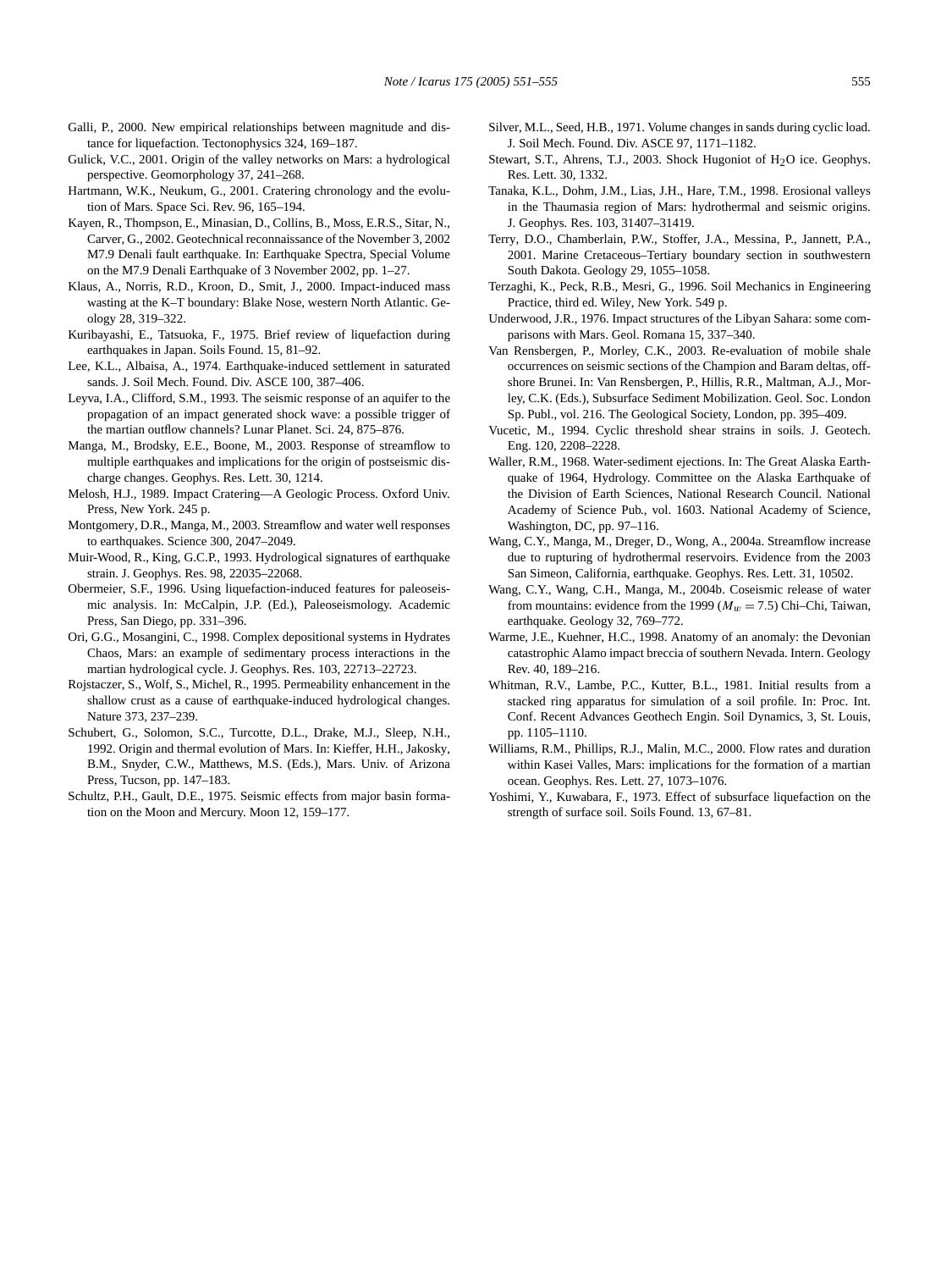Galli, P., 2000. New empirical relationships between magnitude and distance for liquefaction. Tectonophysics 324, 169–187.

Gulick, V.C., 2001. Origin of the valley networks on Mars: a hydrological perspective. Geomorphology 37, 241–268.

Hartmann, W.K., Neukum, G., 2001. Cratering chronology and the evolution of Mars. Space Sci. Rev. 96, 165–194.

Kayen, R., Thompson, E., Minasian, D., Collins, B., Moss, E.R.S., Sitar, N., Carver, G., 2002. Geotechnical reconnaissance of the November 3, 2002 M7.9 Denali fault earthquake. In: Earthquake Spectra, Special Volume on the M7.9 Denali Earthquake of 3 November 2002, pp. 1–27.

Klaus, A., Norris, R.D., Kroon, D., Smit, J., 2000. Impact-induced mass wasting at the K–T boundary: Blake Nose, western North Atlantic. Geology 28, 319–322.

Kuribayashi, E., Tatsuoka, F., 1975. Brief review of liquefaction during earthquakes in Japan. Soils Found. 15, 81–92.

Lee, K.L., Albaisa, A., 1974. Earthquake-induced settlement in saturated sands. J. Soil Mech. Found. Div. ASCE 100, 387–406.

Leyva, I.A., Clifford, S.M., 1993. The seismic response of an aquifer to the propagation of an impact generated shock wave: a possible trigger of the martian outflow channels? Lunar Planet. Sci. 24, 875–876.

Manga, M., Brodsky, E.E., Boone, M., 2003. Response of streamflow to multiple earthquakes and implications for the origin of postseismic discharge changes. Geophys. Res. Lett. 30, 1214.

Melosh, H.J., 1989. Impact Cratering—A Geologic Process. Oxford Univ. Press, New York. 245 p.

Montgomery, D.R., Manga, M., 2003. Streamflow and water well responses to earthquakes. Science 300, 2047–2049.

Muir-Wood, R., King, G.C.P., 1993. Hydrological signatures of earthquake strain. J. Geophys. Res. 98, 22035–22068.

Obermeier, S.F., 1996. Using liquefaction-induced features for paleoseismic analysis. In: McCalpin, J.P. (Ed.), Paleoseismology. Academic Press, San Diego, pp. 331–396.

Ori, G.G., Mosangini, C., 1998. Complex depositional systems in Hydrates Chaos, Mars: an example of sedimentary process interactions in the martian hydrological cycle. J. Geophys. Res. 103, 22713–22723.

Rojstaczer, S., Wolf, S., Michel, R., 1995. Permeability enhancement in the shallow crust as a cause of earthquake-induced hydrological changes. Nature 373, 237–239.

Schubert, G., Solomon, S.C., Turcotte, D.L., Drake, M.J., Sleep, N.H., 1992. Origin and thermal evolution of Mars. In: Kieffer, H.H., Jakosky, B.M., Snyder, C.W., Matthews, M.S. (Eds.), Mars. Univ. of Arizona Press, Tucson, pp. 147–183.

Schultz, P.H., Gault, D.E., 1975. Seismic effects from major basin formation on the Moon and Mercury. Moon 12, 159–177.

Silver, M.L., Seed, H.B., 1971. Volume changes in sands during cyclic load. J. Soil Mech. Found. Div. ASCE 97, 1171–1182.

Stewart, S.T., Ahrens, T.J., 2003. Shock Hugoniot of $H_2O$ ice. Geophys. Res. Lett. 30, 1332.

Tanaka, K.L., Dohm, J.M., Lias, J.H., Hare, T.M., 1998. Erosional valleys in the Thaumasia region of Mars: hydrothermal and seismic origins. J. Geophys. Res. 103, 31407–31419.

Terry, D.O., Chamberlain, P.W., Stoffer, J.A., Messina, P., Jannett, P.A., 2001. Marine Cretaceous–Tertiary boundary section in southwestern South Dakota. Geology 29, 1055–1058.

Terzaghi, K., Peck, R.B., Mesri, G., 1996. Soil Mechanics in Engineering Practice, third ed. Wiley, New York. 549 p.

Underwood, J.R., 1976. Impact structures of the Libyan Sahara: some comparisons with Mars. Geol. Romana 15, 337–340.

Van Rensbergen, P., Morley, C.K., 2003. Re-evaluation of mobile shale occurrences on seismic sections of the Champion and Baram deltas, offshore Brunei. In: Van Rensbergen, P., Hillis, R.R., Maltman, A.J., Morley, C.K. (Eds.), Subsurface Sediment Mobilization. Geol. Soc. London Sp. Publ., vol. 216. The Geological Society, London, pp. 395–409.

Vucetic, M., 1994. Cyclic threshold shear strains in soils. J. Geotech. Eng. 120, 2208–2228.

Waller, R.M., 1968. Water-sediment ejections. In: The Great Alaska Earthquake of 1964, Hydrology. Committee on the Alaska Earthquake of the Division of Earth Sciences, National Research Council. National Academy of Science Pub., vol. 1603. National Academy of Science, Washington, DC, pp. 97–116.

Wang, C.Y., Manga, M., Dreger, D., Wong, A., 2004a. Streamflow increase due to rupturing of hydrothermal reservoirs. Evidence from the 2003 San Simeon, California, earthquake. Geophys. Res. Lett. 31, 10502.

Wang, C.Y., Wang, C.H., Manga, M., 2004b. Coseismic release of water from mountains: evidence from the 1999 ($M_w = 7.5$) Chi–Chi, Taiwan, earthquake. Geology 32, 769–772.

Warme, J.E., Kuehner, H.C., 1998. Anatomy of an anomaly: the Devonian catastrophic Alamo impact breccia of southern Nevada. Intern. Geology Rev. 40, 189–216.

Whitman, R.V., Lambe, P.C., Kutter, B.L., 1981. Initial results from a stacked ring apparatus for simulation of a soil profile. In: Proc. Int. Conf. Recent Advances Geotech Engin. Soil Dynamics, 3, St. Louis, pp. 1105–1110.

Williams, R.M., Phillips, R.J., Malin, M.C., 2000. Flow rates and duration within Kasei Valles, Mars: implications for the formation of a martian ocean. Geophys. Res. Lett. 27, 1073–1076.

Yoshimi, Y., Kuwabara, F., 1973. Effect of subsurface liquefaction on the strength of surface soil. Soils Found. 13, 67–81.